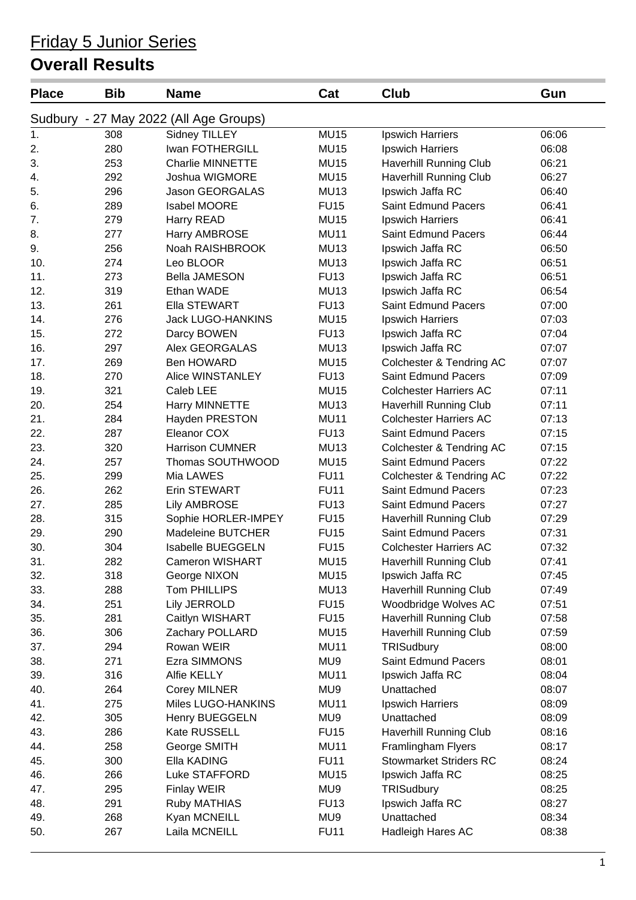# Friday 5 Junior Series

## Overall Results

| Place | Bib | Name | Cat | Club | Gun |
|---|---|---|---|---|---|
| Sudbury - 27 May 2022 (All Age Groups) | | | | | |
| 1. | 308 | Sidney TILLEY | MU15 | Ipswich Harriers | 06:06 |
| 2. | 280 | Iwan FOTHERGILL | MU15 | Ipswich Harriers | 06:08 |
| 3. | 253 | Charlie MINNETTE | MU15 | Haverhill Running Club | 06:21 |
| 4. | 292 | Joshua WIGMORE | MU15 | Haverhill Running Club | 06:27 |
| 5. | 296 | Jason GEORGALAS | MU13 | Ipswich Jaffa RC | 06:40 |
| 6. | 289 | Isabel MOORE | FU15 | Saint Edmund Pacers | 06:41 |
| 7. | 279 | Harry READ | MU15 | Ipswich Harriers | 06:41 |
| 8. | 277 | Harry AMBROSE | MU11 | Saint Edmund Pacers | 06:44 |
| 9. | 256 | Noah RAISHBROOK | MU13 | Ipswich Jaffa RC | 06:50 |
| 10. | 274 | Leo BLOOR | MU13 | Ipswich Jaffa RC | 06:51 |
| 11. | 273 | Bella JAMESON | FU13 | Ipswich Jaffa RC | 06:51 |
| 12. | 319 | Ethan WADE | MU13 | Ipswich Jaffa RC | 06:54 |
| 13. | 261 | Ella STEWART | FU13 | Saint Edmund Pacers | 07:00 |
| 14. | 276 | Jack LUGO-HANKINS | MU15 | Ipswich Harriers | 07:03 |
| 15. | 272 | Darcy BOWEN | FU13 | Ipswich Jaffa RC | 07:04 |
| 16. | 297 | Alex GEORGALAS | MU13 | Ipswich Jaffa RC | 07:07 |
| 17. | 269 | Ben HOWARD | MU15 | Colchester & Tendring AC | 07:07 |
| 18. | 270 | Alice WINSTANLEY | FU13 | Saint Edmund Pacers | 07:09 |
| 19. | 321 | Caleb LEE | MU15 | Colchester Harriers AC | 07:11 |
| 20. | 254 | Harry MINNETTE | MU13 | Haverhill Running Club | 07:11 |
| 21. | 284 | Hayden PRESTON | MU11 | Colchester Harriers AC | 07:13 |
| 22. | 287 | Eleanor COX | FU13 | Saint Edmund Pacers | 07:15 |
| 23. | 320 | Harrison CUMNER | MU13 | Colchester & Tendring AC | 07:15 |
| 24. | 257 | Thomas SOUTHWOOD | MU15 | Saint Edmund Pacers | 07:22 |
| 25. | 299 | Mia LAWES | FU11 | Colchester & Tendring AC | 07:22 |
| 26. | 262 | Erin STEWART | FU11 | Saint Edmund Pacers | 07:23 |
| 27. | 285 | Lily AMBROSE | FU13 | Saint Edmund Pacers | 07:27 |
| 28. | 315 | Sophie HORLER-IMPEY | FU15 | Haverhill Running Club | 07:29 |
| 29. | 290 | Madeleine BUTCHER | FU15 | Saint Edmund Pacers | 07:31 |
| 30. | 304 | Isabelle BUEGGELN | FU15 | Colchester Harriers AC | 07:32 |
| 31. | 282 | Cameron WISHART | MU15 | Haverhill Running Club | 07:41 |
| 32. | 318 | George NIXON | MU15 | Ipswich Jaffa RC | 07:45 |
| 33. | 288 | Tom PHILLIPS | MU13 | Haverhill Running Club | 07:49 |
| 34. | 251 | Lily JERROLD | FU15 | Woodbridge Wolves AC | 07:51 |
| 35. | 281 | Caitlyn WISHART | FU15 | Haverhill Running Club | 07:58 |
| 36. | 306 | Zachary POLLARD | MU15 | Haverhill Running Club | 07:59 |
| 37. | 294 | Rowan WEIR | MU11 | TRISudbury | 08:00 |
| 38. | 271 | Ezra SIMMONS | MU9 | Saint Edmund Pacers | 08:01 |
| 39. | 316 | Alfie KELLY | MU11 | Ipswich Jaffa RC | 08:04 |
| 40. | 264 | Corey MILNER | MU9 | Unattached | 08:07 |
| 41. | 275 | Miles LUGO-HANKINS | MU11 | Ipswich Harriers | 08:09 |
| 42. | 305 | Henry BUEGGELN | MU9 | Unattached | 08:09 |
| 43. | 286 | Kate RUSSELL | FU15 | Haverhill Running Club | 08:16 |
| 44. | 258 | George SMITH | MU11 | Framlingham Flyers | 08:17 |
| 45. | 300 | Ella KADING | FU11 | Stowmarket Striders RC | 08:24 |
| 46. | 266 | Luke STAFFORD | MU15 | Ipswich Jaffa RC | 08:25 |
| 47. | 295 | Finlay WEIR | MU9 | TRISudbury | 08:25 |
| 48. | 291 | Ruby MATHIAS | FU13 | Ipswich Jaffa RC | 08:27 |
| 49. | 268 | Kyan MCNEILL | MU9 | Unattached | 08:34 |
| 50. | 267 | Laila MCNEILL | FU11 | Hadleigh Hares AC | 08:38 |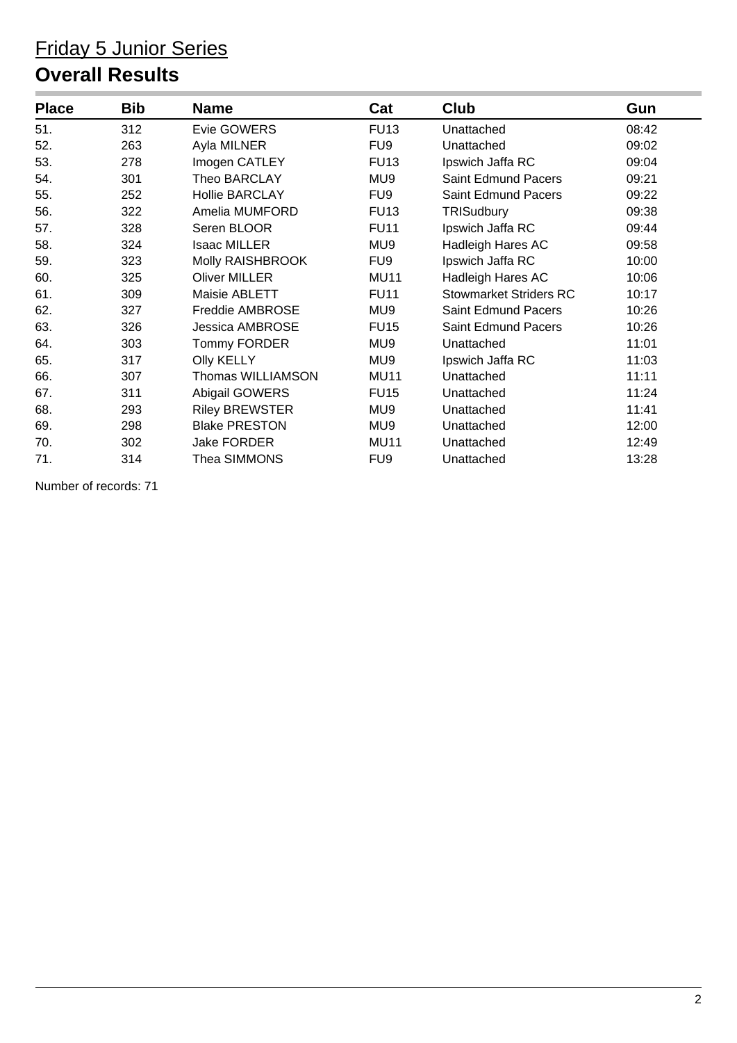# Friday 5 Junior Series

## Overall Results

| Place | Bib | Name | Cat | Club | Gun |
|---|---|---|---|---|---|
| 51. | 312 | Evie GOWERS | FU13 | Unattached | 08:42 |
| 52. | 263 | Ayla MILNER | FU9 | Unattached | 09:02 |
| 53. | 278 | Imogen CATLEY | FU13 | Ipswich Jaffa RC | 09:04 |
| 54. | 301 | Theo BARCLAY | MU9 | Saint Edmund Pacers | 09:21 |
| 55. | 252 | Hollie BARCLAY | FU9 | Saint Edmund Pacers | 09:22 |
| 56. | 322 | Amelia MUMFORD | FU13 | TRISudbury | 09:38 |
| 57. | 328 | Seren BLOOR | FU11 | Ipswich Jaffa RC | 09:44 |
| 58. | 324 | Isaac MILLER | MU9 | Hadleigh Hares AC | 09:58 |
| 59. | 323 | Molly RAISHBROOK | FU9 | Ipswich Jaffa RC | 10:00 |
| 60. | 325 | Oliver MILLER | MU11 | Hadleigh Hares AC | 10:06 |
| 61. | 309 | Maisie ABLETT | FU11 | Stowmarket Striders RC | 10:17 |
| 62. | 327 | Freddie AMBROSE | MU9 | Saint Edmund Pacers | 10:26 |
| 63. | 326 | Jessica AMBROSE | FU15 | Saint Edmund Pacers | 10:26 |
| 64. | 303 | Tommy FORDER | MU9 | Unattached | 11:01 |
| 65. | 317 | Olly KELLY | MU9 | Ipswich Jaffa RC | 11:03 |
| 66. | 307 | Thomas WILLIAMSON | MU11 | Unattached | 11:11 |
| 67. | 311 | Abigail GOWERS | FU15 | Unattached | 11:24 |
| 68. | 293 | Riley BREWSTER | MU9 | Unattached | 11:41 |
| 69. | 298 | Blake PRESTON | MU9 | Unattached | 12:00 |
| 70. | 302 | Jake FORDER | MU11 | Unattached | 12:49 |
| 71. | 314 | Thea SIMMONS | FU9 | Unattached | 13:28 |

Number of records: 71